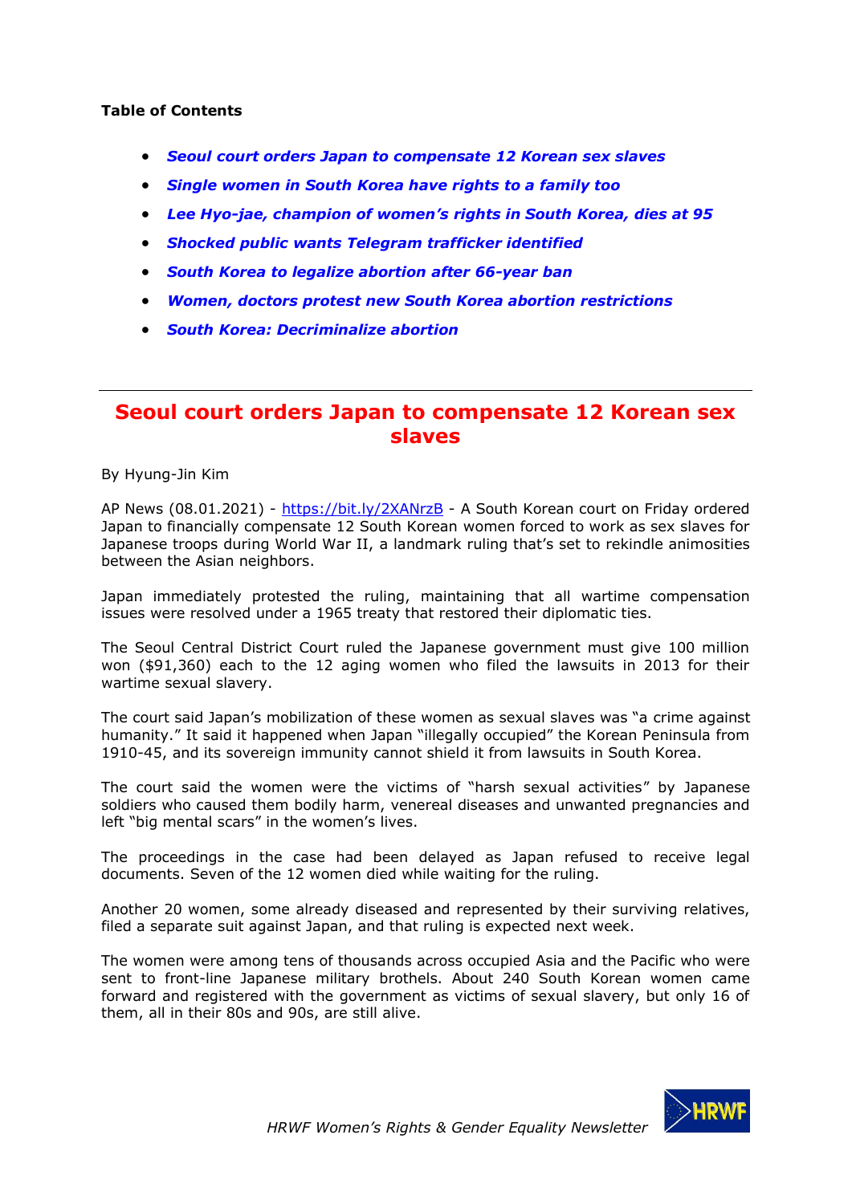**Table of Contents**

- ***Seoul court orders Japan to compensate 12 Korean sex slaves***
- ***Single women in South Korea have rights to a family too***
- ***Lee Hyo-jae, champion of women's rights in South Korea, dies at 95***
- ***Shocked public wants Telegram trafficker identified***
- ***South Korea to legalize abortion after 66-year ban***
- ***Women, doctors protest new South Korea abortion restrictions***
- ***South Korea: Decriminalize abortion***

---

# Seoul court orders Japan to compensate 12 Korean sex slaves

By Hyung-Jin Kim

AP News (08.01.2021) - https://bit.ly/2XANrzB - A South Korean court on Friday ordered Japan to financially compensate 12 South Korean women forced to work as sex slaves for Japanese troops during World War II, a landmark ruling that's set to rekindle animosities between the Asian neighbors.

Japan immediately protested the ruling, maintaining that all wartime compensation issues were resolved under a 1965 treaty that restored their diplomatic ties.

The Seoul Central District Court ruled the Japanese government must give 100 million won ($91,360) each to the 12 aging women who filed the lawsuits in 2013 for their wartime sexual slavery.

The court said Japan's mobilization of these women as sexual slaves was "a crime against humanity." It said it happened when Japan "illegally occupied" the Korean Peninsula from 1910-45, and its sovereign immunity cannot shield it from lawsuits in South Korea.

The court said the women were the victims of "harsh sexual activities" by Japanese soldiers who caused them bodily harm, venereal diseases and unwanted pregnancies and left "big mental scars" in the women's lives.

The proceedings in the case had been delayed as Japan refused to receive legal documents. Seven of the 12 women died while waiting for the ruling.

Another 20 women, some already diseased and represented by their surviving relatives, filed a separate suit against Japan, and that ruling is expected next week.

The women were among tens of thousands across occupied Asia and the Pacific who were sent to front-line Japanese military brothels. About 240 South Korean women came forward and registered with the government as victims of sexual slavery, but only 16 of them, all in their 80s and 90s, are still alive.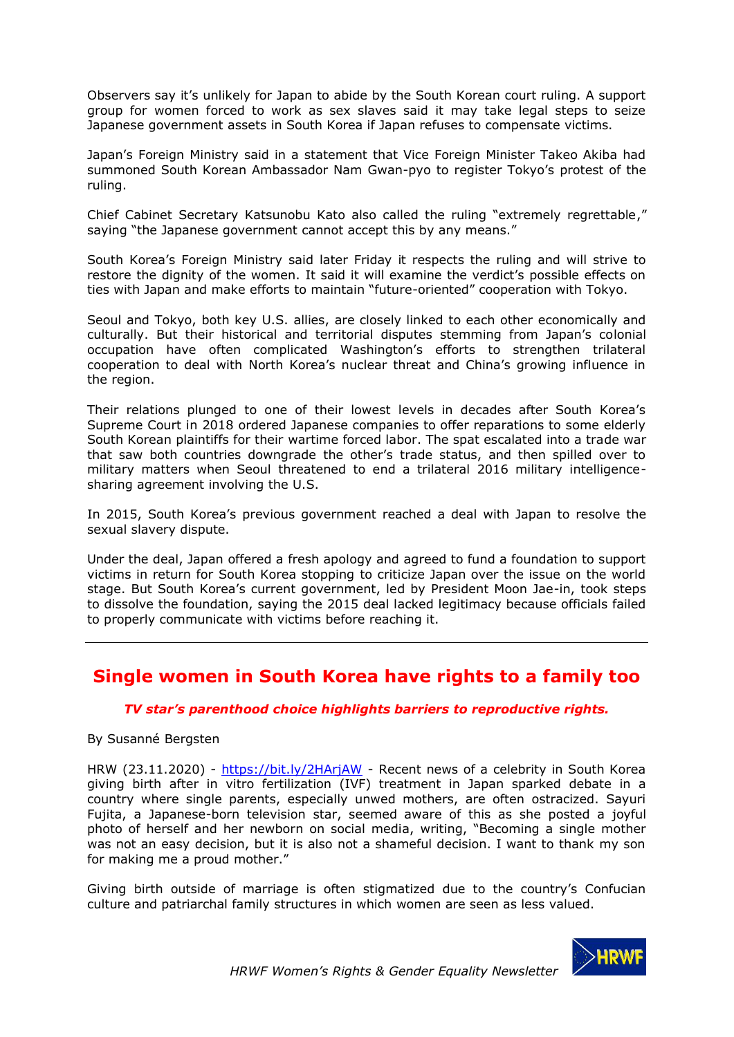Observers say it's unlikely for Japan to abide by the South Korean court ruling. A support group for women forced to work as sex slaves said it may take legal steps to seize Japanese government assets in South Korea if Japan refuses to compensate victims.

Japan's Foreign Ministry said in a statement that Vice Foreign Minister Takeo Akiba had summoned South Korean Ambassador Nam Gwan-pyo to register Tokyo's protest of the ruling.

Chief Cabinet Secretary Katsunobu Kato also called the ruling "extremely regrettable," saying "the Japanese government cannot accept this by any means."

South Korea's Foreign Ministry said later Friday it respects the ruling and will strive to restore the dignity of the women. It said it will examine the verdict's possible effects on ties with Japan and make efforts to maintain "future-oriented" cooperation with Tokyo.

Seoul and Tokyo, both key U.S. allies, are closely linked to each other economically and culturally. But their historical and territorial disputes stemming from Japan's colonial occupation have often complicated Washington's efforts to strengthen trilateral cooperation to deal with North Korea's nuclear threat and China's growing influence in the region.

Their relations plunged to one of their lowest levels in decades after South Korea's Supreme Court in 2018 ordered Japanese companies to offer reparations to some elderly South Korean plaintiffs for their wartime forced labor. The spat escalated into a trade war that saw both countries downgrade the other's trade status, and then spilled over to military matters when Seoul threatened to end a trilateral 2016 military intelligence-sharing agreement involving the U.S.

In 2015, South Korea's previous government reached a deal with Japan to resolve the sexual slavery dispute.

Under the deal, Japan offered a fresh apology and agreed to fund a foundation to support victims in return for South Korea stopping to criticize Japan over the issue on the world stage. But South Korea's current government, led by President Moon Jae-in, took steps to dissolve the foundation, saying the 2015 deal lacked legitimacy because officials failed to properly communicate with victims before reaching it.

---

## Single women in South Korea have rights to a family too

***TV star's parenthood choice highlights barriers to reproductive rights.***

By Susanné Bergsten

HRW (23.11.2020) - https://bit.ly/2HArjAW - Recent news of a celebrity in South Korea giving birth after in vitro fertilization (IVF) treatment in Japan sparked debate in a country where single parents, especially unwed mothers, are often ostracized. Sayuri Fujita, a Japanese-born television star, seemed aware of this as she posted a joyful photo of herself and her newborn on social media, writing, "Becoming a single mother was not an easy decision, but it is also not a shameful decision. I want to thank my son for making me a proud mother."

Giving birth outside of marriage is often stigmatized due to the country's Confucian culture and patriarchal family structures in which women are seen as less valued.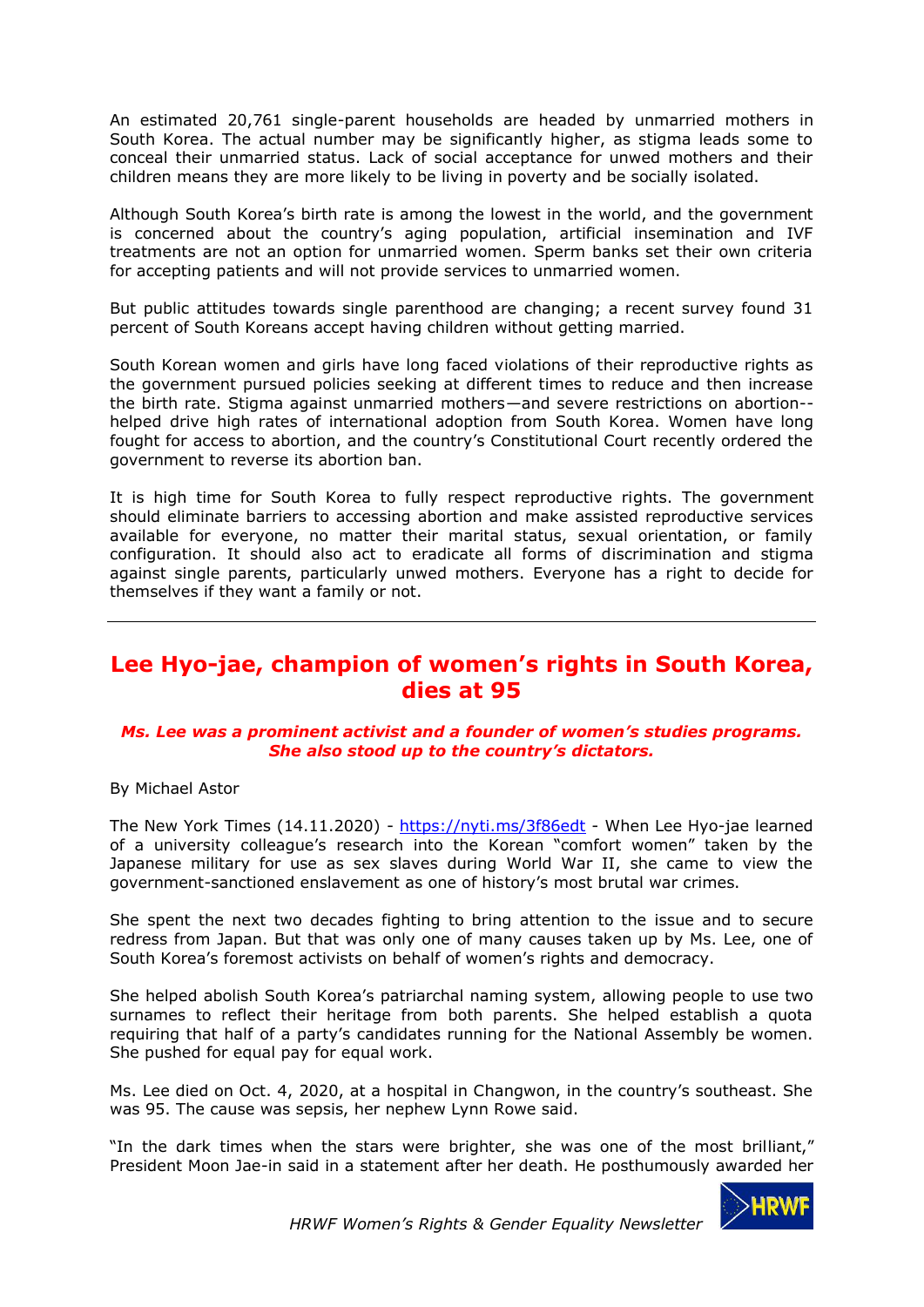An estimated 20,761 single-parent households are headed by unmarried mothers in South Korea. The actual number may be significantly higher, as stigma leads some to conceal their unmarried status. Lack of social acceptance for unwed mothers and their children means they are more likely to be living in poverty and be socially isolated.

Although South Korea's birth rate is among the lowest in the world, and the government is concerned about the country's aging population, artificial insemination and IVF treatments are not an option for unmarried women. Sperm banks set their own criteria for accepting patients and will not provide services to unmarried women.

But public attitudes towards single parenthood are changing; a recent survey found 31 percent of South Koreans accept having children without getting married.

South Korean women and girls have long faced violations of their reproductive rights as the government pursued policies seeking at different times to reduce and then increase the birth rate. Stigma against unmarried mothers—and severe restrictions on abortion--helped drive high rates of international adoption from South Korea. Women have long fought for access to abortion, and the country's Constitutional Court recently ordered the government to reverse its abortion ban.

It is high time for South Korea to fully respect reproductive rights. The government should eliminate barriers to accessing abortion and make assisted reproductive services available for everyone, no matter their marital status, sexual orientation, or family configuration. It should also act to eradicate all forms of discrimination and stigma against single parents, particularly unwed mothers. Everyone has a right to decide for themselves if they want a family or not.

---

## Lee Hyo-jae, champion of women's rights in South Korea, dies at 95

***Ms. Lee was a prominent activist and a founder of women's studies programs. She also stood up to the country's dictators.***

By Michael Astor

The New York Times (14.11.2020) - https://nyti.ms/3f86edt - When Lee Hyo-jae learned of a university colleague's research into the Korean "comfort women" taken by the Japanese military for use as sex slaves during World War II, she came to view the government-sanctioned enslavement as one of history's most brutal war crimes.

She spent the next two decades fighting to bring attention to the issue and to secure redress from Japan. But that was only one of many causes taken up by Ms. Lee, one of South Korea's foremost activists on behalf of women's rights and democracy.

She helped abolish South Korea's patriarchal naming system, allowing people to use two surnames to reflect their heritage from both parents. She helped establish a quota requiring that half of a party's candidates running for the National Assembly be women. She pushed for equal pay for equal work.

Ms. Lee died on Oct. 4, 2020, at a hospital in Changwon, in the country's southeast. She was 95. The cause was sepsis, her nephew Lynn Rowe said.

"In the dark times when the stars were brighter, she was one of the most brilliant," President Moon Jae-in said in a statement after her death. He posthumously awarded her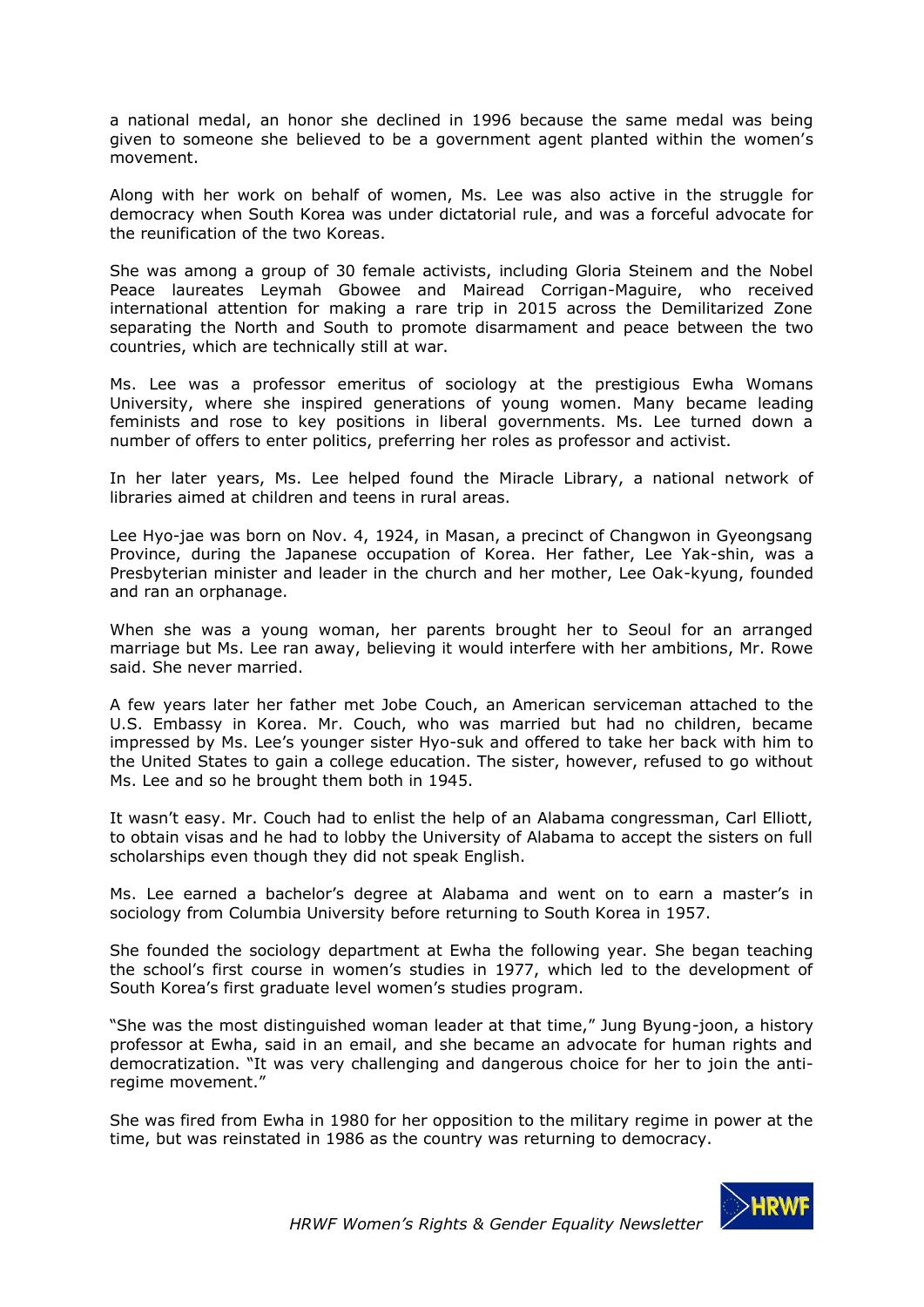a national medal, an honor she declined in 1996 because the same medal was being given to someone she believed to be a government agent planted within the women's movement.

Along with her work on behalf of women, Ms. Lee was also active in the struggle for democracy when South Korea was under dictatorial rule, and was a forceful advocate for the reunification of the two Koreas.

She was among a group of 30 female activists, including Gloria Steinem and the Nobel Peace laureates Leymah Gbowee and Mairead Corrigan-Maguire, who received international attention for making a rare trip in 2015 across the Demilitarized Zone separating the North and South to promote disarmament and peace between the two countries, which are technically still at war.

Ms. Lee was a professor emeritus of sociology at the prestigious Ewha Womans University, where she inspired generations of young women. Many became leading feminists and rose to key positions in liberal governments. Ms. Lee turned down a number of offers to enter politics, preferring her roles as professor and activist.

In her later years, Ms. Lee helped found the Miracle Library, a national network of libraries aimed at children and teens in rural areas.

Lee Hyo-jae was born on Nov. 4, 1924, in Masan, a precinct of Changwon in Gyeongsang Province, during the Japanese occupation of Korea. Her father, Lee Yak-shin, was a Presbyterian minister and leader in the church and her mother, Lee Oak-kyung, founded and ran an orphanage.

When she was a young woman, her parents brought her to Seoul for an arranged marriage but Ms. Lee ran away, believing it would interfere with her ambitions, Mr. Rowe said. She never married.

A few years later her father met Jobe Couch, an American serviceman attached to the U.S. Embassy in Korea. Mr. Couch, who was married but had no children, became impressed by Ms. Lee's younger sister Hyo-suk and offered to take her back with him to the United States to gain a college education. The sister, however, refused to go without Ms. Lee and so he brought them both in 1945.

It wasn't easy. Mr. Couch had to enlist the help of an Alabama congressman, Carl Elliott, to obtain visas and he had to lobby the University of Alabama to accept the sisters on full scholarships even though they did not speak English.

Ms. Lee earned a bachelor's degree at Alabama and went on to earn a master's in sociology from Columbia University before returning to South Korea in 1957.

She founded the sociology department at Ewha the following year. She began teaching the school's first course in women's studies in 1977, which led to the development of South Korea's first graduate level women's studies program.

"She was the most distinguished woman leader at that time," Jung Byung-joon, a history professor at Ewha, said in an email, and she became an advocate for human rights and democratization. "It was very challenging and dangerous choice for her to join the anti-regime movement."

She was fired from Ewha in 1980 for her opposition to the military regime in power at the time, but was reinstated in 1986 as the country was returning to democracy.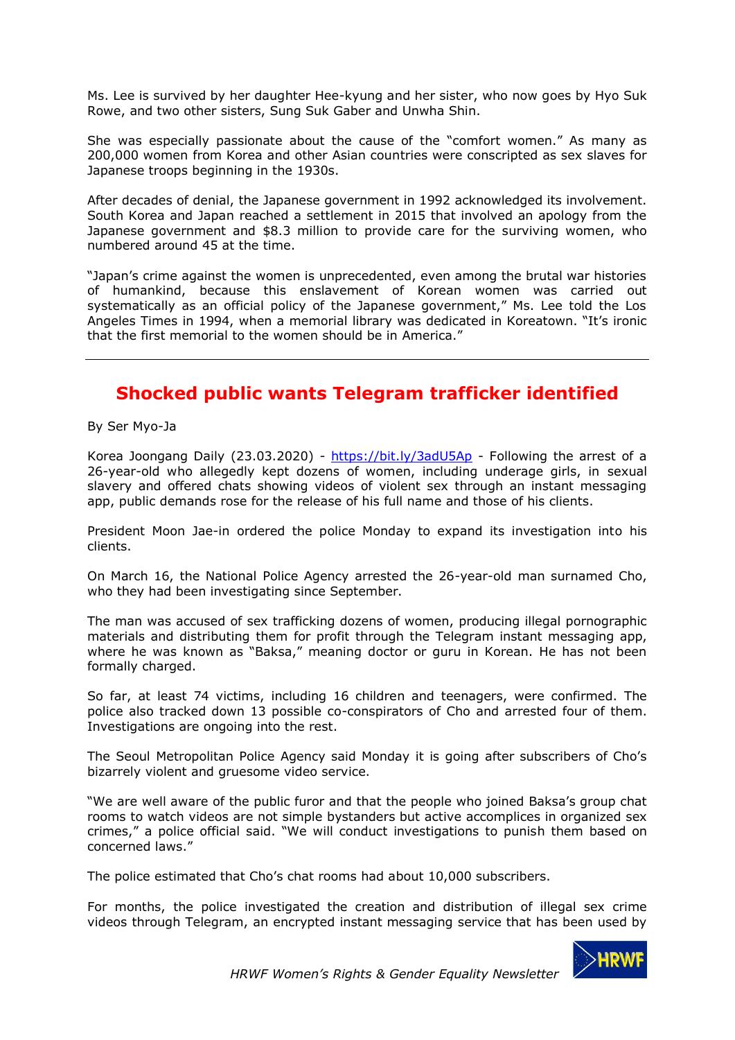Ms. Lee is survived by her daughter Hee-kyung and her sister, who now goes by Hyo Suk Rowe, and two other sisters, Sung Suk Gaber and Unwha Shin.

She was especially passionate about the cause of the "comfort women." As many as 200,000 women from Korea and other Asian countries were conscripted as sex slaves for Japanese troops beginning in the 1930s.

After decades of denial, the Japanese government in 1992 acknowledged its involvement. South Korea and Japan reached a settlement in 2015 that involved an apology from the Japanese government and $8.3 million to provide care for the surviving women, who numbered around 45 at the time.

"Japan's crime against the women is unprecedented, even among the brutal war histories of humankind, because this enslavement of Korean women was carried out systematically as an official policy of the Japanese government," Ms. Lee told the Los Angeles Times in 1994, when a memorial library was dedicated in Koreatown. "It's ironic that the first memorial to the women should be in America."

---

## Shocked public wants Telegram trafficker identified

By Ser Myo-Ja

Korea Joongang Daily (23.03.2020) - https://bit.ly/3adU5Ap - Following the arrest of a 26-year-old who allegedly kept dozens of women, including underage girls, in sexual slavery and offered chats showing videos of violent sex through an instant messaging app, public demands rose for the release of his full name and those of his clients.

President Moon Jae-in ordered the police Monday to expand its investigation into his clients.

On March 16, the National Police Agency arrested the 26-year-old man surnamed Cho, who they had been investigating since September.

The man was accused of sex trafficking dozens of women, producing illegal pornographic materials and distributing them for profit through the Telegram instant messaging app, where he was known as "Baksa," meaning doctor or guru in Korean. He has not been formally charged.

So far, at least 74 victims, including 16 children and teenagers, were confirmed. The police also tracked down 13 possible co-conspirators of Cho and arrested four of them. Investigations are ongoing into the rest.

The Seoul Metropolitan Police Agency said Monday it is going after subscribers of Cho's bizarrely violent and gruesome video service.

"We are well aware of the public furor and that the people who joined Baksa's group chat rooms to watch videos are not simple bystanders but active accomplices in organized sex crimes," a police official said. "We will conduct investigations to punish them based on concerned laws."

The police estimated that Cho's chat rooms had about 10,000 subscribers.

For months, the police investigated the creation and distribution of illegal sex crime videos through Telegram, an encrypted instant messaging service that has been used by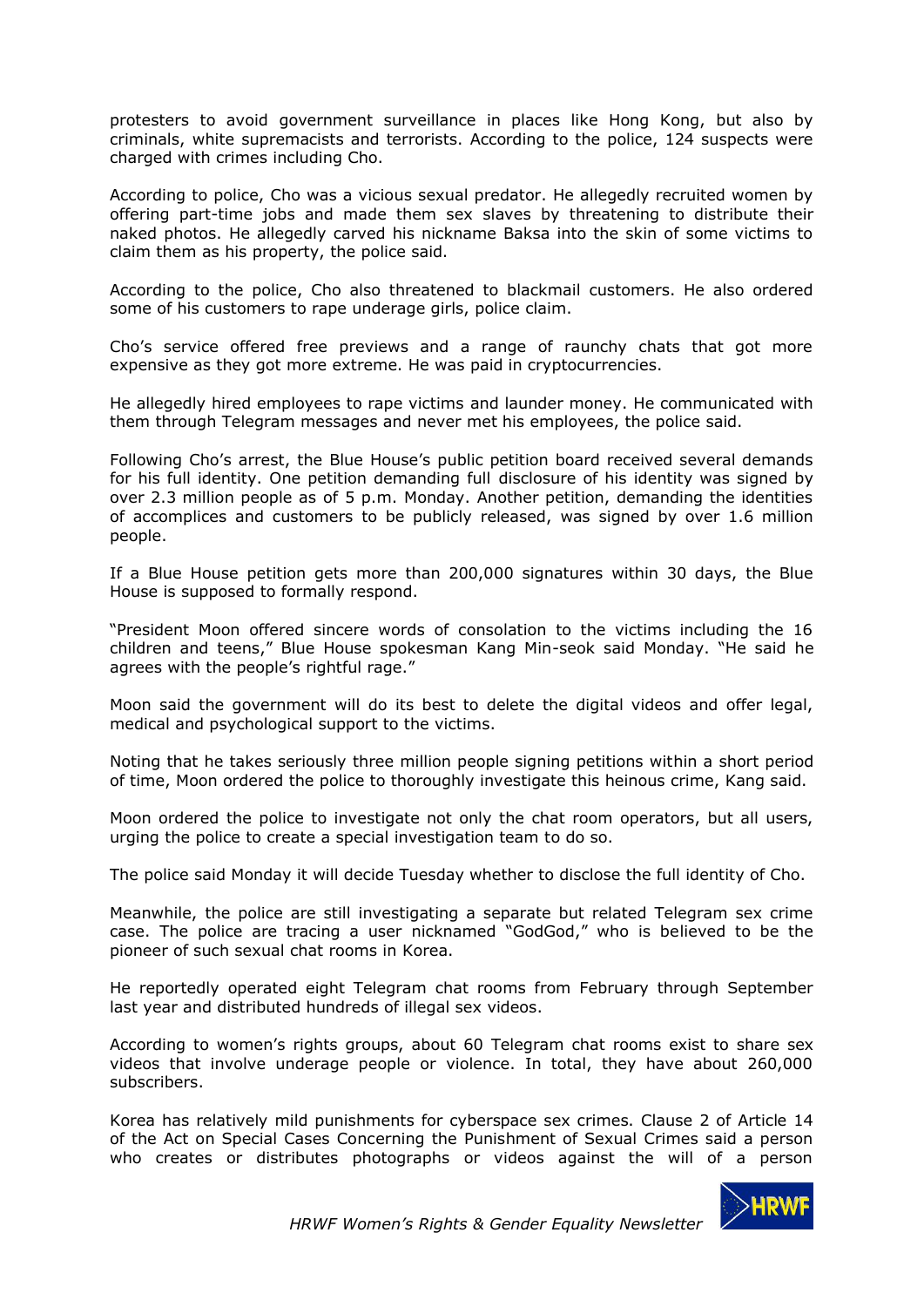protesters to avoid government surveillance in places like Hong Kong, but also by criminals, white supremacists and terrorists. According to the police, 124 suspects were charged with crimes including Cho.

According to police, Cho was a vicious sexual predator. He allegedly recruited women by offering part-time jobs and made them sex slaves by threatening to distribute their naked photos. He allegedly carved his nickname Baksa into the skin of some victims to claim them as his property, the police said.

According to the police, Cho also threatened to blackmail customers. He also ordered some of his customers to rape underage girls, police claim.

Cho's service offered free previews and a range of raunchy chats that got more expensive as they got more extreme. He was paid in cryptocurrencies.

He allegedly hired employees to rape victims and launder money. He communicated with them through Telegram messages and never met his employees, the police said.

Following Cho's arrest, the Blue House's public petition board received several demands for his full identity. One petition demanding full disclosure of his identity was signed by over 2.3 million people as of 5 p.m. Monday. Another petition, demanding the identities of accomplices and customers to be publicly released, was signed by over 1.6 million people.

If a Blue House petition gets more than 200,000 signatures within 30 days, the Blue House is supposed to formally respond.

"President Moon offered sincere words of consolation to the victims including the 16 children and teens," Blue House spokesman Kang Min-seok said Monday. "He said he agrees with the people's rightful rage."

Moon said the government will do its best to delete the digital videos and offer legal, medical and psychological support to the victims.

Noting that he takes seriously three million people signing petitions within a short period of time, Moon ordered the police to thoroughly investigate this heinous crime, Kang said.

Moon ordered the police to investigate not only the chat room operators, but all users, urging the police to create a special investigation team to do so.

The police said Monday it will decide Tuesday whether to disclose the full identity of Cho.

Meanwhile, the police are still investigating a separate but related Telegram sex crime case. The police are tracing a user nicknamed "GodGod," who is believed to be the pioneer of such sexual chat rooms in Korea.

He reportedly operated eight Telegram chat rooms from February through September last year and distributed hundreds of illegal sex videos.

According to women's rights groups, about 60 Telegram chat rooms exist to share sex videos that involve underage people or violence. In total, they have about 260,000 subscribers.

Korea has relatively mild punishments for cyberspace sex crimes. Clause 2 of Article 14 of the Act on Special Cases Concerning the Punishment of Sexual Crimes said a person who creates or distributes photographs or videos against the will of a person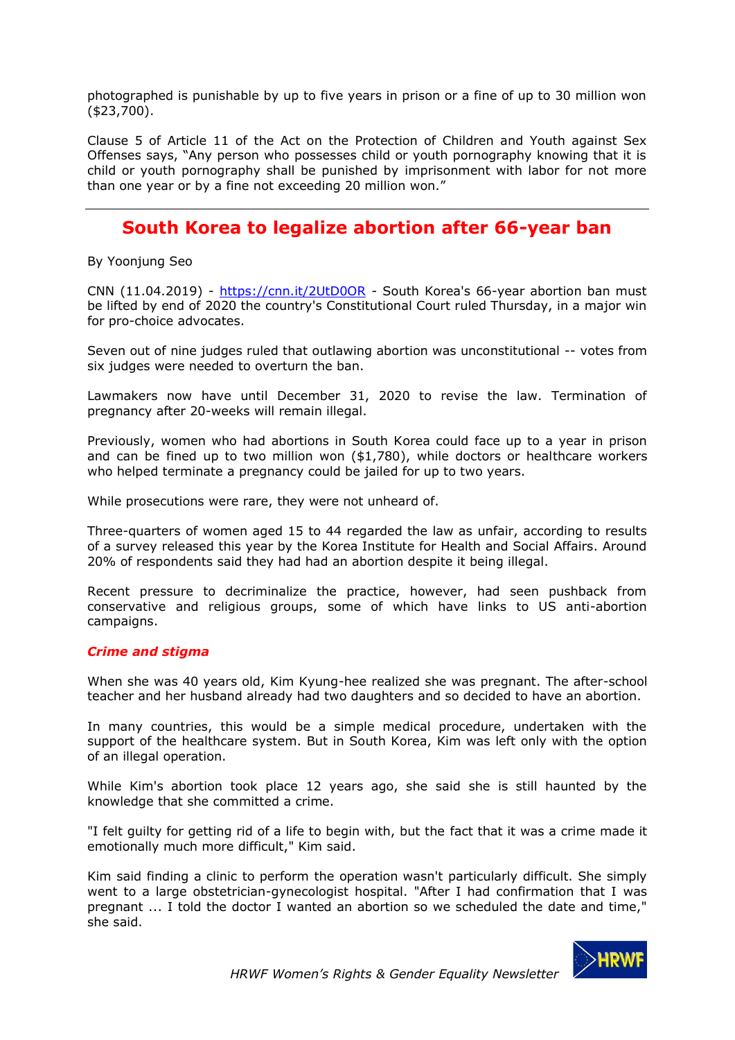photographed is punishable by up to five years in prison or a fine of up to 30 million won ($23,700).

Clause 5 of Article 11 of the Act on the Protection of Children and Youth against Sex Offenses says, "Any person who possesses child or youth pornography knowing that it is child or youth pornography shall be punished by imprisonment with labor for not more than one year or by a fine not exceeding 20 million won."

---

## South Korea to legalize abortion after 66-year ban

By Yoonjung Seo

CNN (11.04.2019) - https://cnn.it/2UtD0OR - South Korea's 66-year abortion ban must be lifted by end of 2020 the country's Constitutional Court ruled Thursday, in a major win for pro-choice advocates.

Seven out of nine judges ruled that outlawing abortion was unconstitutional -- votes from six judges were needed to overturn the ban.

Lawmakers now have until December 31, 2020 to revise the law. Termination of pregnancy after 20-weeks will remain illegal.

Previously, women who had abortions in South Korea could face up to a year in prison and can be fined up to two million won ($1,780), while doctors or healthcare workers who helped terminate a pregnancy could be jailed for up to two years.

While prosecutions were rare, they were not unheard of.

Three-quarters of women aged 15 to 44 regarded the law as unfair, according to results of a survey released this year by the Korea Institute for Health and Social Affairs. Around 20% of respondents said they had had an abortion despite it being illegal.

Recent pressure to decriminalize the practice, however, had seen pushback from conservative and religious groups, some of which have links to US anti-abortion campaigns.

### *Crime and stigma*

When she was 40 years old, Kim Kyung-hee realized she was pregnant. The after-school teacher and her husband already had two daughters and so decided to have an abortion.

In many countries, this would be a simple medical procedure, undertaken with the support of the healthcare system. But in South Korea, Kim was left only with the option of an illegal operation.

While Kim's abortion took place 12 years ago, she said she is still haunted by the knowledge that she committed a crime.

"I felt guilty for getting rid of a life to begin with, but the fact that it was a crime made it emotionally much more difficult," Kim said.

Kim said finding a clinic to perform the operation wasn't particularly difficult. She simply went to a large obstetrician-gynecologist hospital. "After I had confirmation that I was pregnant ... I told the doctor I wanted an abortion so we scheduled the date and time," she said.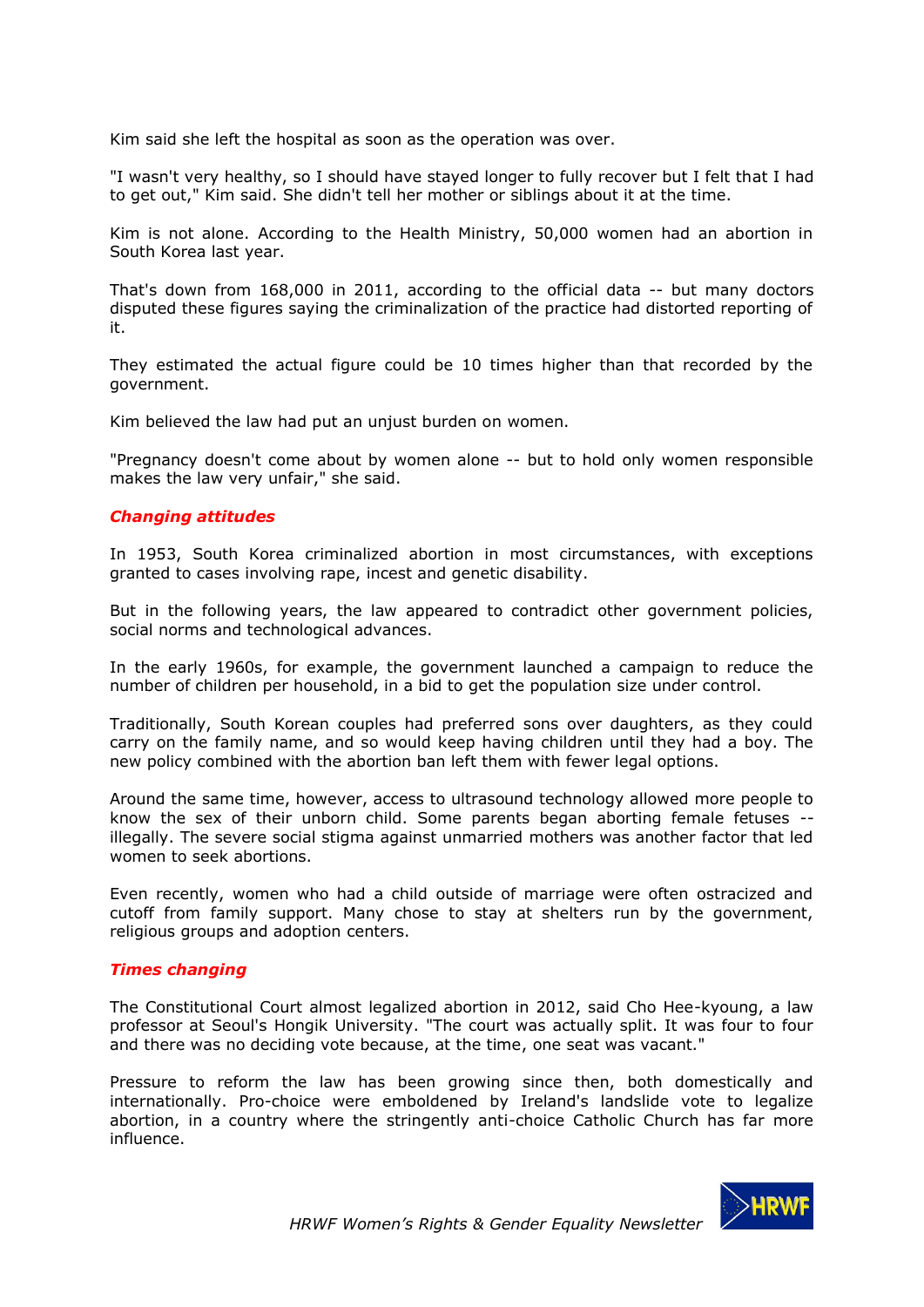Kim said she left the hospital as soon as the operation was over.

"I wasn't very healthy, so I should have stayed longer to fully recover but I felt that I had to get out," Kim said. She didn't tell her mother or siblings about it at the time.

Kim is not alone. According to the Health Ministry, 50,000 women had an abortion in South Korea last year.

That's down from 168,000 in 2011, according to the official data -- but many doctors disputed these figures saying the criminalization of the practice had distorted reporting of it.

They estimated the actual figure could be 10 times higher than that recorded by the government.

Kim believed the law had put an unjust burden on women.

"Pregnancy doesn't come about by women alone -- but to hold only women responsible makes the law very unfair," she said.

### *Changing attitudes*

In 1953, South Korea criminalized abortion in most circumstances, with exceptions granted to cases involving rape, incest and genetic disability.

But in the following years, the law appeared to contradict other government policies, social norms and technological advances.

In the early 1960s, for example, the government launched a campaign to reduce the number of children per household, in a bid to get the population size under control.

Traditionally, South Korean couples had preferred sons over daughters, as they could carry on the family name, and so would keep having children until they had a boy. The new policy combined with the abortion ban left them with fewer legal options.

Around the same time, however, access to ultrasound technology allowed more people to know the sex of their unborn child. Some parents began aborting female fetuses -- illegally. The severe social stigma against unmarried mothers was another factor that led women to seek abortions.

Even recently, women who had a child outside of marriage were often ostracized and cutoff from family support. Many chose to stay at shelters run by the government, religious groups and adoption centers.

### *Times changing*

The Constitutional Court almost legalized abortion in 2012, said Cho Hee-kyoung, a law professor at Seoul's Hongik University. "The court was actually split. It was four to four and there was no deciding vote because, at the time, one seat was vacant."

Pressure to reform the law has been growing since then, both domestically and internationally. Pro-choice were emboldened by Ireland's landslide vote to legalize abortion, in a country where the stringently anti-choice Catholic Church has far more influence.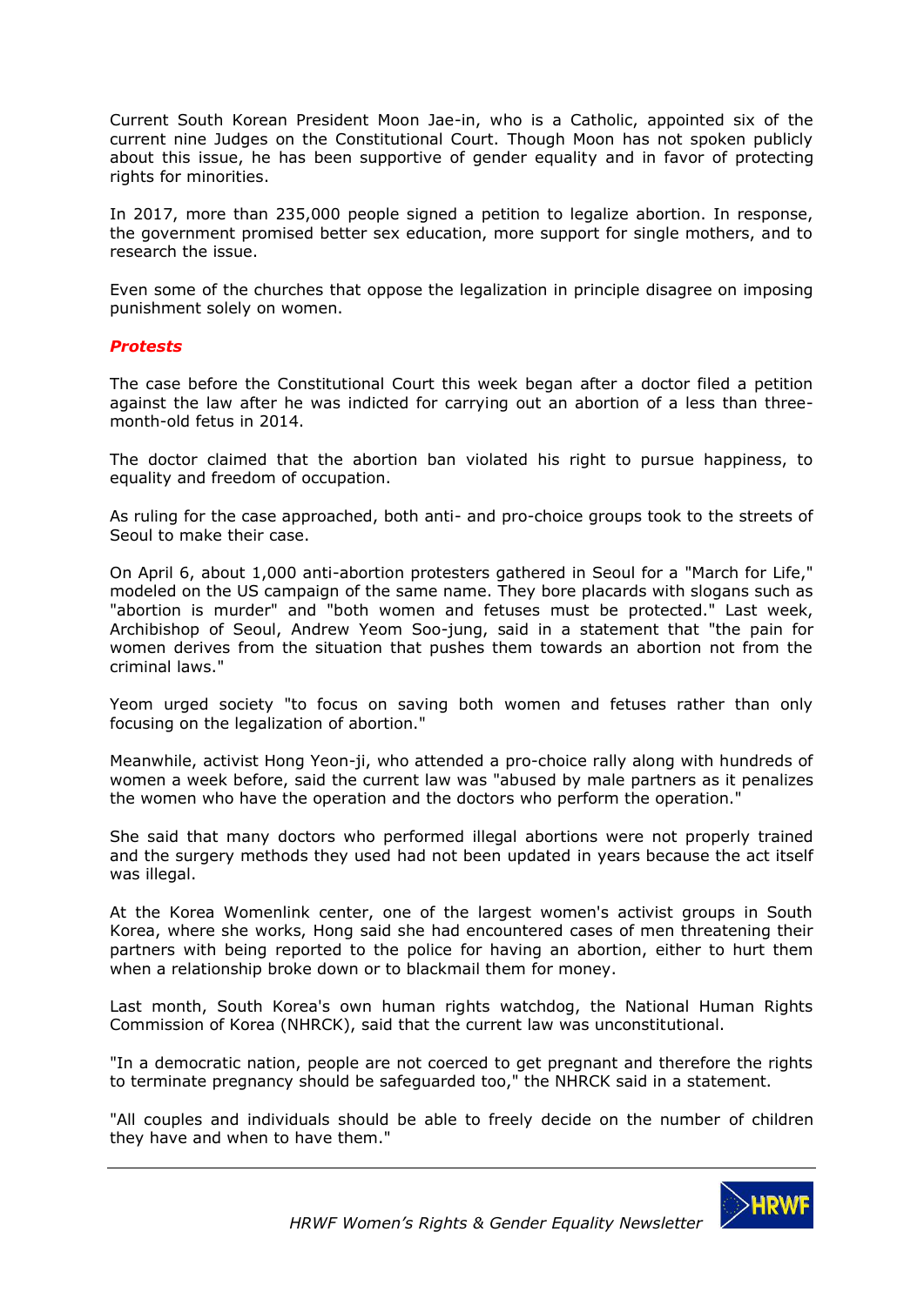Current South Korean President Moon Jae-in, who is a Catholic, appointed six of the current nine Judges on the Constitutional Court. Though Moon has not spoken publicly about this issue, he has been supportive of gender equality and in favor of protecting rights for minorities.

In 2017, more than 235,000 people signed a petition to legalize abortion. In response, the government promised better sex education, more support for single mothers, and to research the issue.

Even some of the churches that oppose the legalization in principle disagree on imposing punishment solely on women.

### *Protests*

The case before the Constitutional Court this week began after a doctor filed a petition against the law after he was indicted for carrying out an abortion of a less than three-month-old fetus in 2014.

The doctor claimed that the abortion ban violated his right to pursue happiness, to equality and freedom of occupation.

As ruling for the case approached, both anti- and pro-choice groups took to the streets of Seoul to make their case.

On April 6, about 1,000 anti-abortion protesters gathered in Seoul for a "March for Life," modeled on the US campaign of the same name. They bore placards with slogans such as "abortion is murder" and "both women and fetuses must be protected." Last week, Archibishop of Seoul, Andrew Yeom Soo-jung, said in a statement that "the pain for women derives from the situation that pushes them towards an abortion not from the criminal laws."

Yeom urged society "to focus on saving both women and fetuses rather than only focusing on the legalization of abortion."

Meanwhile, activist Hong Yeon-ji, who attended a pro-choice rally along with hundreds of women a week before, said the current law was "abused by male partners as it penalizes the women who have the operation and the doctors who perform the operation."

She said that many doctors who performed illegal abortions were not properly trained and the surgery methods they used had not been updated in years because the act itself was illegal.

At the Korea Womenlink center, one of the largest women's activist groups in South Korea, where she works, Hong said she had encountered cases of men threatening their partners with being reported to the police for having an abortion, either to hurt them when a relationship broke down or to blackmail them for money.

Last month, South Korea's own human rights watchdog, the National Human Rights Commission of Korea (NHRCK), said that the current law was unconstitutional.

"In a democratic nation, people are not coerced to get pregnant and therefore the rights to terminate pregnancy should be safeguarded too," the NHRCK said in a statement.

"All couples and individuals should be able to freely decide on the number of children they have and when to have them."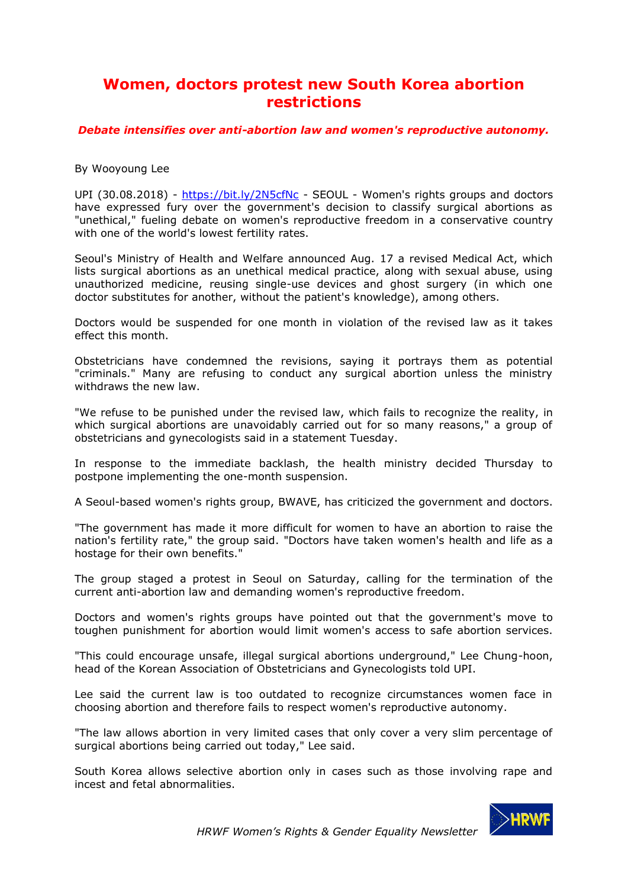# Women, doctors protest new South Korea abortion restrictions

***Debate intensifies over anti-abortion law and women's reproductive autonomy.***

By Wooyoung Lee

UPI (30.08.2018) - https://bit.ly/2N5cfNc - SEOUL - Women's rights groups and doctors have expressed fury over the government's decision to classify surgical abortions as "unethical," fueling debate on women's reproductive freedom in a conservative country with one of the world's lowest fertility rates.

Seoul's Ministry of Health and Welfare announced Aug. 17 a revised Medical Act, which lists surgical abortions as an unethical medical practice, along with sexual abuse, using unauthorized medicine, reusing single-use devices and ghost surgery (in which one doctor substitutes for another, without the patient's knowledge), among others.

Doctors would be suspended for one month in violation of the revised law as it takes effect this month.

Obstetricians have condemned the revisions, saying it portrays them as potential "criminals." Many are refusing to conduct any surgical abortion unless the ministry withdraws the new law.

"We refuse to be punished under the revised law, which fails to recognize the reality, in which surgical abortions are unavoidably carried out for so many reasons," a group of obstetricians and gynecologists said in a statement Tuesday.

In response to the immediate backlash, the health ministry decided Thursday to postpone implementing the one-month suspension.

A Seoul-based women's rights group, BWAVE, has criticized the government and doctors.

"The government has made it more difficult for women to have an abortion to raise the nation's fertility rate," the group said. "Doctors have taken women's health and life as a hostage for their own benefits."

The group staged a protest in Seoul on Saturday, calling for the termination of the current anti-abortion law and demanding women's reproductive freedom.

Doctors and women's rights groups have pointed out that the government's move to toughen punishment for abortion would limit women's access to safe abortion services.

"This could encourage unsafe, illegal surgical abortions underground," Lee Chung-hoon, head of the Korean Association of Obstetricians and Gynecologists told UPI.

Lee said the current law is too outdated to recognize circumstances women face in choosing abortion and therefore fails to respect women's reproductive autonomy.

"The law allows abortion in very limited cases that only cover a very slim percentage of surgical abortions being carried out today," Lee said.

South Korea allows selective abortion only in cases such as those involving rape and incest and fetal abnormalities.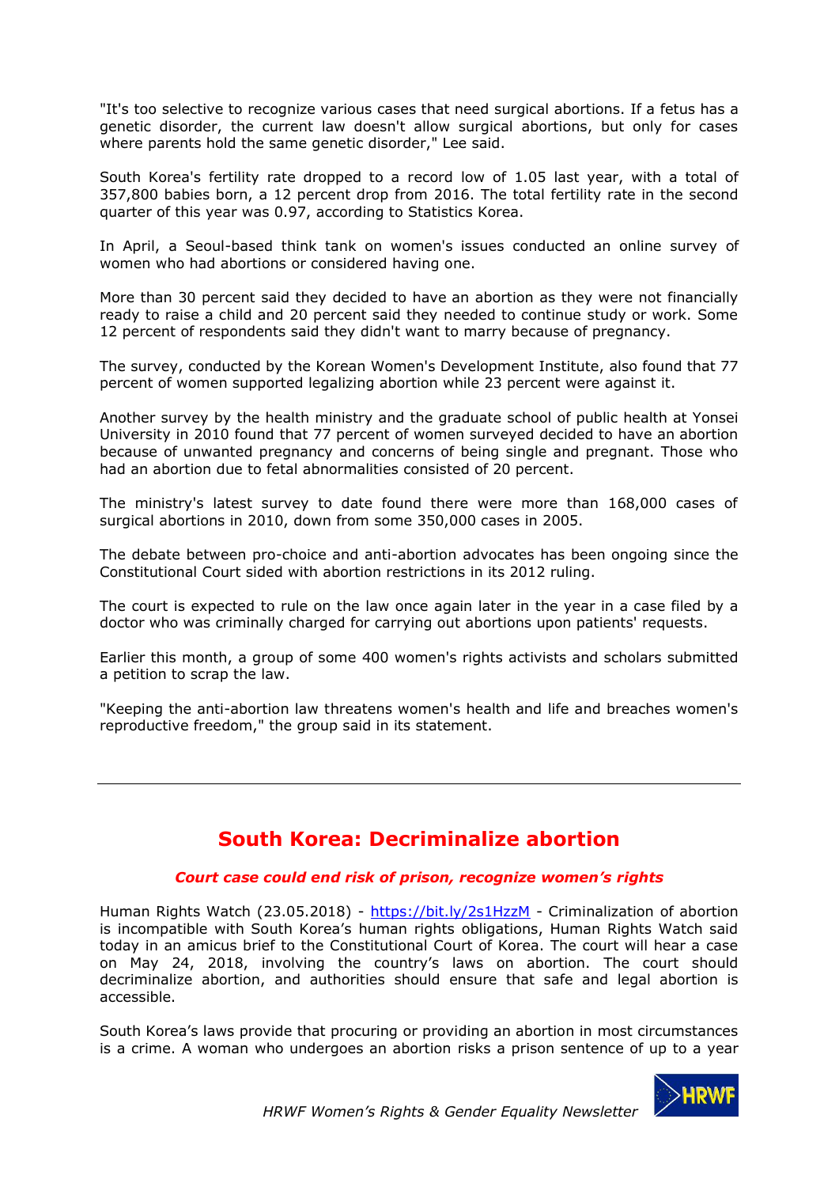"It's too selective to recognize various cases that need surgical abortions. If a fetus has a genetic disorder, the current law doesn't allow surgical abortions, but only for cases where parents hold the same genetic disorder," Lee said.

South Korea's fertility rate dropped to a record low of 1.05 last year, with a total of 357,800 babies born, a 12 percent drop from 2016. The total fertility rate in the second quarter of this year was 0.97, according to Statistics Korea.

In April, a Seoul-based think tank on women's issues conducted an online survey of women who had abortions or considered having one.

More than 30 percent said they decided to have an abortion as they were not financially ready to raise a child and 20 percent said they needed to continue study or work. Some 12 percent of respondents said they didn't want to marry because of pregnancy.

The survey, conducted by the Korean Women's Development Institute, also found that 77 percent of women supported legalizing abortion while 23 percent were against it.

Another survey by the health ministry and the graduate school of public health at Yonsei University in 2010 found that 77 percent of women surveyed decided to have an abortion because of unwanted pregnancy and concerns of being single and pregnant. Those who had an abortion due to fetal abnormalities consisted of 20 percent.

The ministry's latest survey to date found there were more than 168,000 cases of surgical abortions in 2010, down from some 350,000 cases in 2005.

The debate between pro-choice and anti-abortion advocates has been ongoing since the Constitutional Court sided with abortion restrictions in its 2012 ruling.

The court is expected to rule on the law once again later in the year in a case filed by a doctor who was criminally charged for carrying out abortions upon patients' requests.

Earlier this month, a group of some 400 women's rights activists and scholars submitted a petition to scrap the law.

"Keeping the anti-abortion law threatens women's health and life and breaches women's reproductive freedom," the group said in its statement.

---

## South Korea: Decriminalize abortion

***Court case could end risk of prison, recognize women's rights***

Human Rights Watch (23.05.2018) - https://bit.ly/2s1HzzM - Criminalization of abortion is incompatible with South Korea's human rights obligations, Human Rights Watch said today in an amicus brief to the Constitutional Court of Korea. The court will hear a case on May 24, 2018, involving the country's laws on abortion. The court should decriminalize abortion, and authorities should ensure that safe and legal abortion is accessible.

South Korea's laws provide that procuring or providing an abortion in most circumstances is a crime. A woman who undergoes an abortion risks a prison sentence of up to a year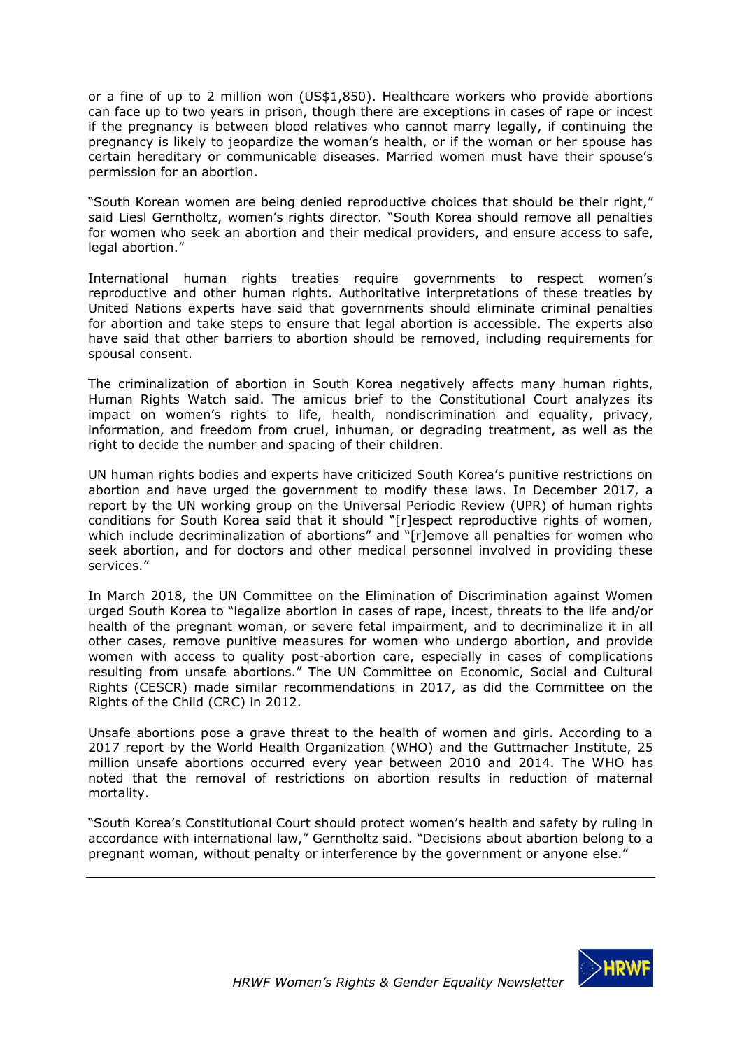or a fine of up to 2 million won (US$1,850). Healthcare workers who provide abortions can face up to two years in prison, though there are exceptions in cases of rape or incest if the pregnancy is between blood relatives who cannot marry legally, if continuing the pregnancy is likely to jeopardize the woman's health, or if the woman or her spouse has certain hereditary or communicable diseases. Married women must have their spouse's permission for an abortion.

"South Korean women are being denied reproductive choices that should be their right," said Liesl Gerntholtz, women's rights director. "South Korea should remove all penalties for women who seek an abortion and their medical providers, and ensure access to safe, legal abortion."

International human rights treaties require governments to respect women's reproductive and other human rights. Authoritative interpretations of these treaties by United Nations experts have said that governments should eliminate criminal penalties for abortion and take steps to ensure that legal abortion is accessible. The experts also have said that other barriers to abortion should be removed, including requirements for spousal consent.

The criminalization of abortion in South Korea negatively affects many human rights, Human Rights Watch said. The amicus brief to the Constitutional Court analyzes its impact on women's rights to life, health, nondiscrimination and equality, privacy, information, and freedom from cruel, inhuman, or degrading treatment, as well as the right to decide the number and spacing of their children.

UN human rights bodies and experts have criticized South Korea's punitive restrictions on abortion and have urged the government to modify these laws. In December 2017, a report by the UN working group on the Universal Periodic Review (UPR) of human rights conditions for South Korea said that it should "[r]espect reproductive rights of women, which include decriminalization of abortions" and "[r]emove all penalties for women who seek abortion, and for doctors and other medical personnel involved in providing these services."

In March 2018, the UN Committee on the Elimination of Discrimination against Women urged South Korea to "legalize abortion in cases of rape, incest, threats to the life and/or health of the pregnant woman, or severe fetal impairment, and to decriminalize it in all other cases, remove punitive measures for women who undergo abortion, and provide women with access to quality post-abortion care, especially in cases of complications resulting from unsafe abortions." The UN Committee on Economic, Social and Cultural Rights (CESCR) made similar recommendations in 2017, as did the Committee on the Rights of the Child (CRC) in 2012.

Unsafe abortions pose a grave threat to the health of women and girls. According to a 2017 report by the World Health Organization (WHO) and the Guttmacher Institute, 25 million unsafe abortions occurred every year between 2010 and 2014. The WHO has noted that the removal of restrictions on abortion results in reduction of maternal mortality.

"South Korea's Constitutional Court should protect women's health and safety by ruling in accordance with international law," Gerntholtz said. "Decisions about abortion belong to a pregnant woman, without penalty or interference by the government or anyone else."

---